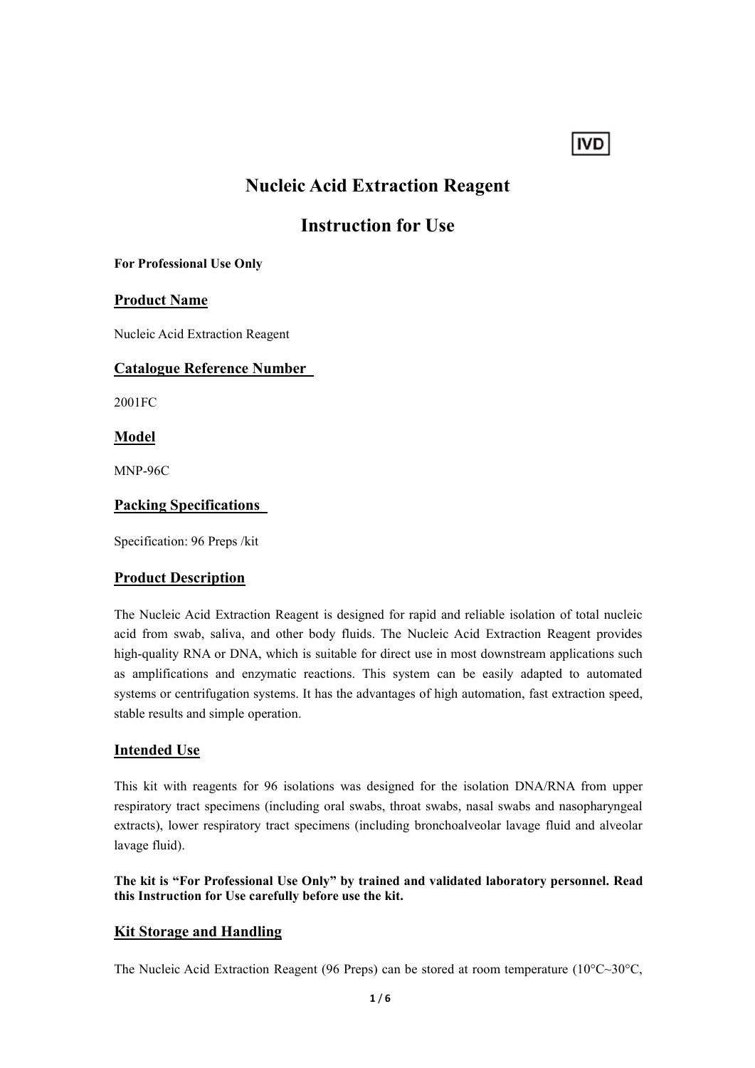IVD

# Nucleic Acid Extraction Reagent

# Instruction for Use

**For Professional Use Only**

## Product Name

Nucleic Acid Extraction Reagent

## Catalogue Reference Number

2001FC

## Model

MNP-96C

## Packing Specifications

Specification: 96 Preps /kit

## Product Description

The Nucleic Acid Extraction Reagent is designed for rapid and reliable isolation of total nucleic acid from swab, saliva, and other body fluids. The Nucleic Acid Extraction Reagent provides high-quality RNA or DNA, which is suitable for direct use in most downstream applications such as amplifications and enzymatic reactions. This system can be easily adapted to automated systems or centrifugation systems. It has the advantages of high automation, fast extraction speed, stable results and simple operation.

## Intended Use

This kit with reagents for 96 isolations was designed for the isolation DNA/RNA from upper respiratory tract specimens (including oral swabs, throat swabs, nasal swabs and nasopharyngeal extracts), lower respiratory tract specimens (including bronchoalveolar lavage fluid and alveolar lavage fluid).

**The kit is "For Professional Use Only" by trained and validated laboratory personnel. Read this Instruction for Use carefully before use the kit.**

## Kit Storage and Handling

The Nucleic Acid Extraction Reagent (96 Preps) can be stored at room temperature (10°C~30°C,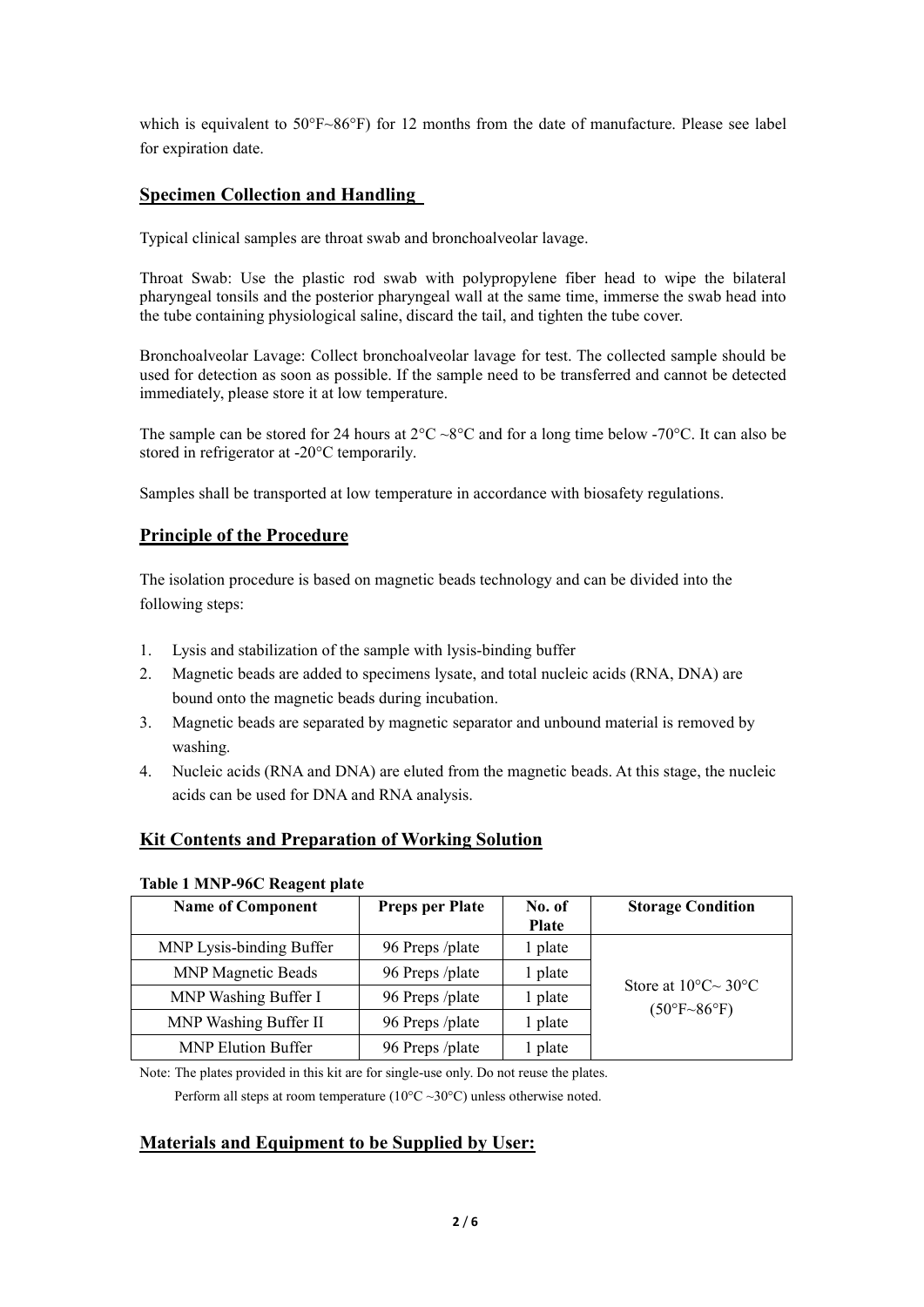which is equivalent to 50°F~86°F) for 12 months from the date of manufacture. Please see label for expiration date.

## Specimen Collection and Handling

Typical clinical samples are throat swab and bronchoalveolar lavage.

Throat Swab: Use the plastic rod swab with polypropylene fiber head to wipe the bilateral pharyngeal tonsils and the posterior pharyngeal wall at the same time, immerse the swab head into the tube containing physiological saline, discard the tail, and tighten the tube cover.

Bronchoalveolar Lavage: Collect bronchoalveolar lavage for test. The collected sample should be used for detection as soon as possible. If the sample need to be transferred and cannot be detected immediately, please store it at low temperature.

The sample can be stored for 24 hours at 2°C ~8°C and for a long time below -70°C. It can also be stored in refrigerator at -20°C temporarily.

Samples shall be transported at low temperature in accordance with biosafety regulations.

## Principle of the Procedure

The isolation procedure is based on magnetic beads technology and can be divided into the following steps:

1. Lysis and stabilization of the sample with lysis-binding buffer
2. Magnetic beads are added to specimens lysate, and total nucleic acids (RNA, DNA) are bound onto the magnetic beads during incubation.
3. Magnetic beads are separated by magnetic separator and unbound material is removed by washing.
4. Nucleic acids (RNA and DNA) are eluted from the magnetic beads. At this stage, the nucleic acids can be used for DNA and RNA analysis.

## Kit Contents and Preparation of Working Solution

**Table 1 MNP-96C Reagent plate**

| Name of Component | Preps per Plate | No. of Plate | Storage Condition |
|---|---|---|---|
| MNP Lysis-binding Buffer | 96 Preps /plate | 1 plate | Store at 10°C~ 30°C (50°F~86°F) |
| MNP Magnetic Beads | 96 Preps /plate | 1 plate | |
| MNP Washing Buffer I | 96 Preps /plate | 1 plate | |
| MNP Washing Buffer II | 96 Preps /plate | 1 plate | |
| MNP Elution Buffer | 96 Preps /plate | 1 plate | |

Note: The plates provided in this kit are for single-use only. Do not reuse the plates.

Perform all steps at room temperature (10°C ~30°C) unless otherwise noted.

## Materials and Equipment to be Supplied by User: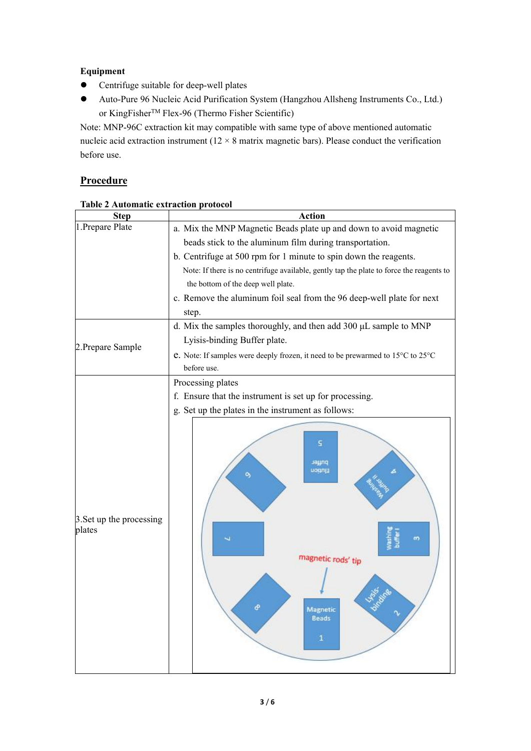**Equipment**

- Centrifuge suitable for deep-well plates
- Auto-Pure 96 Nucleic Acid Purification System (Hangzhou Allsheng Instruments Co., Ltd.) or KingFisher™ Flex-96 (Thermo Fisher Scientific)

Note: MNP-96C extraction kit may compatible with same type of above mentioned automatic nucleic acid extraction instrument (12 × 8 matrix magnetic bars). Please conduct the verification before use.

## Procedure

**Table 2 Automatic extraction protocol**

| Step | Action |
|---|---|
| 1.Prepare Plate | a. Mix the MNP Magnetic Beads plate up and down to avoid magnetic beads stick to the aluminum film during transportation.<br>b. Centrifuge at 500 rpm for 1 minute to spin down the reagents.<br>Note: If there is no centrifuge available, gently tap the plate to force the reagents to the bottom of the deep well plate.<br>c. Remove the aluminum foil seal from the 96 deep-well plate for next step. |
| 2.Prepare Sample | d. Mix the samples thoroughly, and then add 300 µL sample to MNP Lyisis-binding Buffer plate.<br>e. Note: If samples were deeply frozen, it need to be prewarmed to 15°C to 25°C before use. |
| 3.Set up the processing plates | Processing plates<br>f. Ensure that the instrument is set up for processing.<br>g. Set up the plates in the instrument as follows:<br>1 Magnetic Beads; 2 Lysis-binding; 3 Washing buffer I; 4 Washing buffer II; 5 Elution buffer; 6; 7; 8; magnetic rods' tip |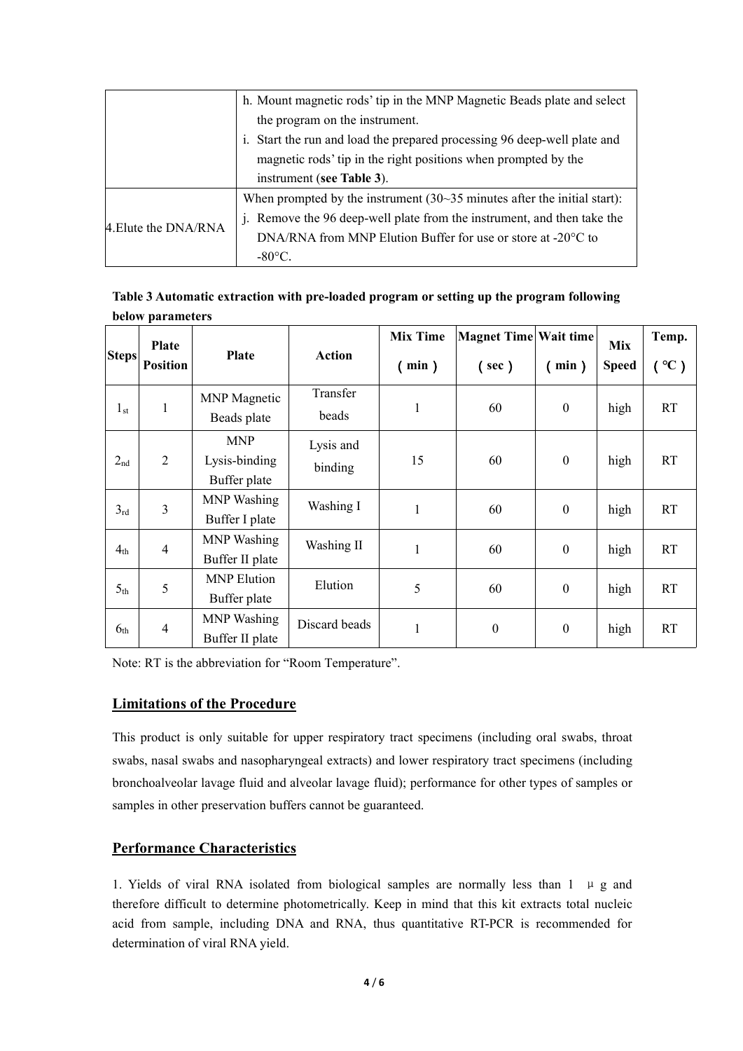| | |
|---|---|
| | h. Mount magnetic rods' tip in the MNP Magnetic Beads plate and select the program on the instrument.<br>i. Start the run and load the prepared processing 96 deep-well plate and magnetic rods' tip in the right positions when prompted by the instrument (**see Table 3**). |
| 4.Elute the DNA/RNA | When prompted by the instrument (30~35 minutes after the initial start):<br>j. Remove the 96 deep-well plate from the instrument, and then take the DNA/RNA from MNP Elution Buffer for use or store at -20°C to -80°C. |

**Table 3 Automatic extraction with pre-loaded program or setting up the program following below parameters**

| Steps | Plate Position | Plate | Action | Mix Time (min) | Magnet Time (sec) | Wait time (min) | Mix Speed | Temp. (℃) |
|---|---|---|---|---|---|---|---|---|
| $1_{st}$ | 1 | MNP Magnetic Beads plate | Transfer beads | 1 | 60 | 0 | high | RT |
| $2_{nd}$ | 2 | MNP Lysis-binding Buffer plate | Lysis and binding | 15 | 60 | 0 | high | RT |
| $3_{rd}$ | 3 | MNP Washing Buffer I plate | Washing I | 1 | 60 | 0 | high | RT |
| $4_{th}$ | 4 | MNP Washing Buffer II plate | Washing II | 1 | 60 | 0 | high | RT |
| $5_{th}$ | 5 | MNP Elution Buffer plate | Elution | 5 | 60 | 0 | high | RT |
| $6_{th}$ | 4 | MNP Washing Buffer II plate | Discard beads | 1 | 0 | 0 | high | RT |

Note: RT is the abbreviation for "Room Temperature".

## Limitations of the Procedure

This product is only suitable for upper respiratory tract specimens (including oral swabs, throat swabs, nasal swabs and nasopharyngeal extracts) and lower respiratory tract specimens (including bronchoalveolar lavage fluid and alveolar lavage fluid); performance for other types of samples or samples in other preservation buffers cannot be guaranteed.

## Performance Characteristics

1. Yields of viral RNA isolated from biological samples are normally less than 1 μg and therefore difficult to determine photometrically. Keep in mind that this kit extracts total nucleic acid from sample, including DNA and RNA, thus quantitative RT-PCR is recommended for determination of viral RNA yield.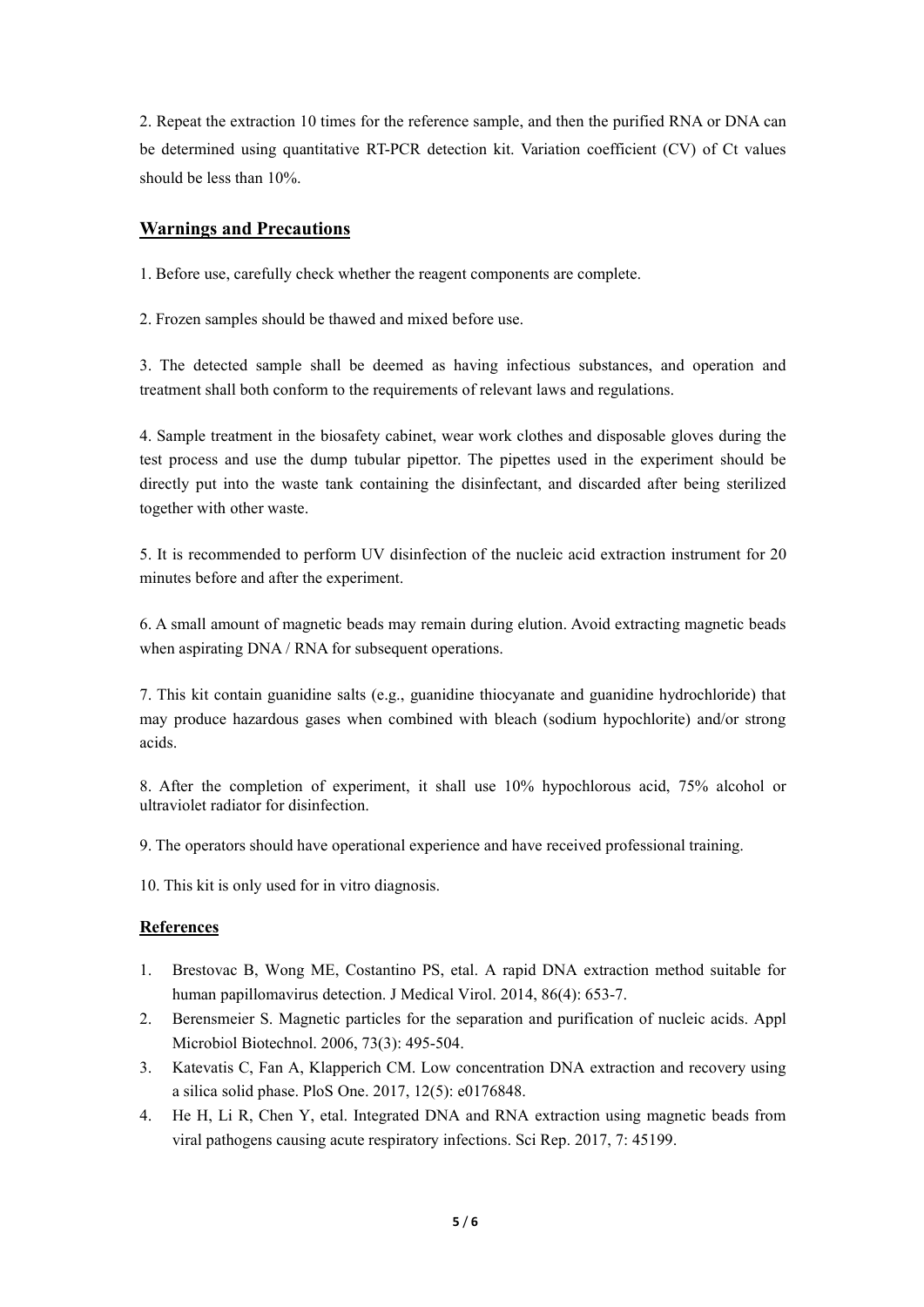2. Repeat the extraction 10 times for the reference sample, and then the purified RNA or DNA can be determined using quantitative RT-PCR detection kit. Variation coefficient (CV) of Ct values should be less than 10%.

## Warnings and Precautions

1. Before use, carefully check whether the reagent components are complete.

2. Frozen samples should be thawed and mixed before use.

3. The detected sample shall be deemed as having infectious substances, and operation and treatment shall both conform to the requirements of relevant laws and regulations.

4. Sample treatment in the biosafety cabinet, wear work clothes and disposable gloves during the test process and use the dump tubular pipettor. The pipettes used in the experiment should be directly put into the waste tank containing the disinfectant, and discarded after being sterilized together with other waste.

5. It is recommended to perform UV disinfection of the nucleic acid extraction instrument for 20 minutes before and after the experiment.

6. A small amount of magnetic beads may remain during elution. Avoid extracting magnetic beads when aspirating DNA / RNA for subsequent operations.

7. This kit contain guanidine salts (e.g., guanidine thiocyanate and guanidine hydrochloride) that may produce hazardous gases when combined with bleach (sodium hypochlorite) and/or strong acids.

8. After the completion of experiment, it shall use 10% hypochlorous acid, 75% alcohol or ultraviolet radiator for disinfection.

9. The operators should have operational experience and have received professional training.

10. This kit is only used for in vitro diagnosis.

## References

1. Brestovac B, Wong ME, Costantino PS, etal. A rapid DNA extraction method suitable for human papillomavirus detection. J Medical Virol. 2014, 86(4): 653-7.
2. Berensmeier S. Magnetic particles for the separation and purification of nucleic acids. Appl Microbiol Biotechnol. 2006, 73(3): 495-504.
3. Katevatis C, Fan A, Klapperich CM. Low concentration DNA extraction and recovery using a silica solid phase. PloS One. 2017, 12(5): e0176848.
4. He H, Li R, Chen Y, etal. Integrated DNA and RNA extraction using magnetic beads from viral pathogens causing acute respiratory infections. Sci Rep. 2017, 7: 45199.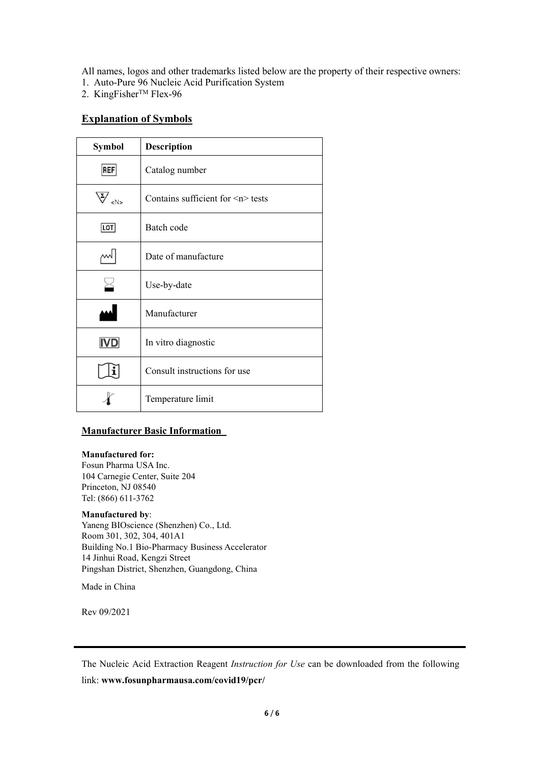All names, logos and other trademarks listed below are the property of their respective owners:

1. Auto-Pure 96 Nucleic Acid Purification System
2. KingFisher™ Flex-96

## Explanation of Symbols

| Symbol | Description |
|---|---|
| REF | Catalog number |
| Σ <N> | Contains sufficient for <n> tests |
| LOT | Batch code |
| | Date of manufacture |
| | Use-by-date |
| | Manufacturer |
| IVD | In vitro diagnostic |
| i | Consult instructions for use |
| | Temperature limit |

## Manufacturer Basic Information

**Manufactured for:**
Fosun Pharma USA Inc.
104 Carnegie Center, Suite 204
Princeton, NJ 08540
Tel: (866) 611-3762

**Manufactured by**:
Yaneng BIOscience (Shenzhen) Co., Ltd.
Room 301, 302, 304, 401A1
Building No.1 Bio-Pharmacy Business Accelerator
14 Jinhui Road, Kengzi Street
Pingshan District, Shenzhen, Guangdong, China

Made in China

Rev 09/2021

---

The Nucleic Acid Extraction Reagent *Instruction for Use* can be downloaded from the following link: **www.fosunpharmausa.com/covid19/pcr/**